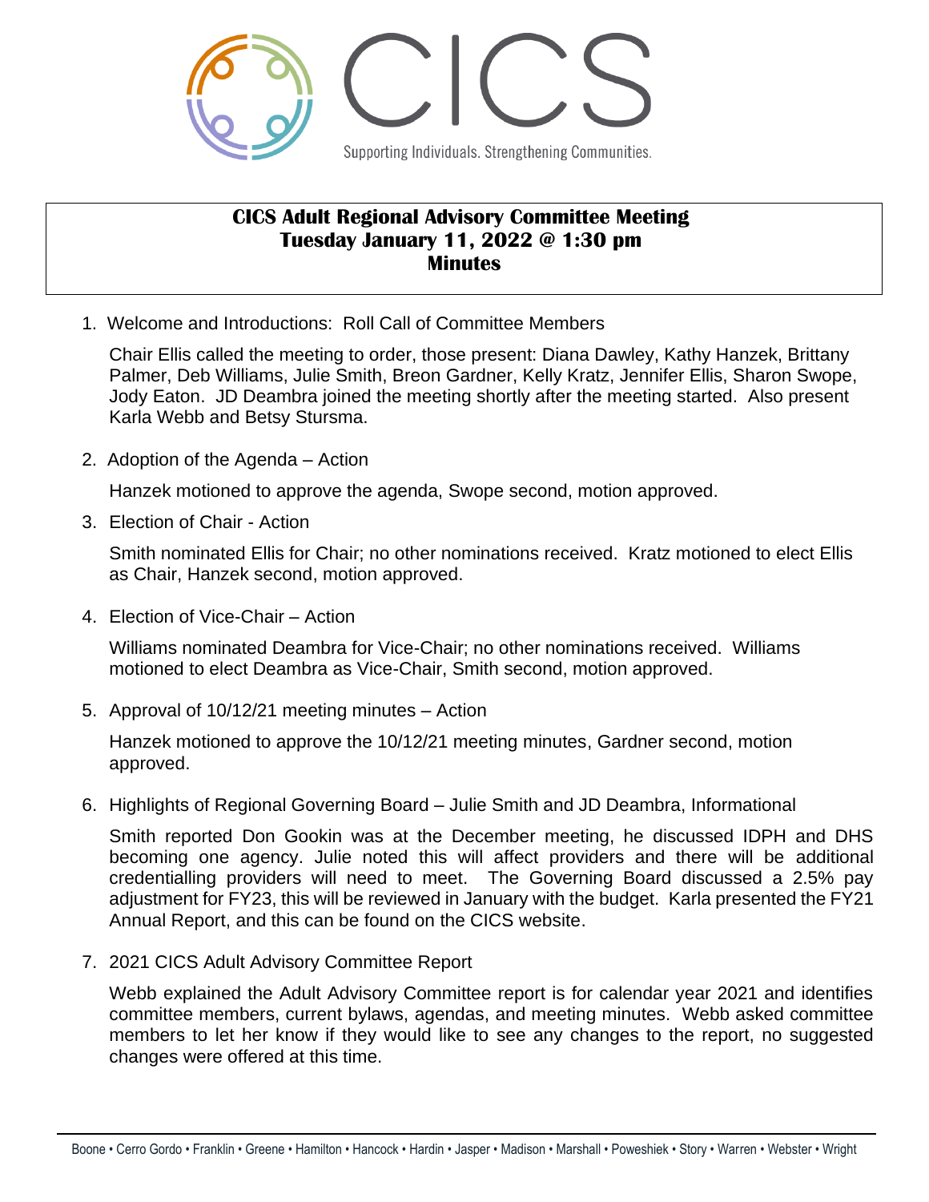CICS

Supporting Individuals. Strengthening Communities.

# CICS Adult Regional Advisory Committee Meeting
## Tuesday January 11, 2022 @ 1:30 pm
## Minutes

1. Welcome and Introductions: Roll Call of Committee Members

   Chair Ellis called the meeting to order, those present: Diana Dawley, Kathy Hanzek, Brittany Palmer, Deb Williams, Julie Smith, Breon Gardner, Kelly Kratz, Jennifer Ellis, Sharon Swope, Jody Eaton. JD Deambra joined the meeting shortly after the meeting started. Also present Karla Webb and Betsy Stursma.

2. Adoption of the Agenda – Action

   Hanzek motioned to approve the agenda, Swope second, motion approved.

3. Election of Chair - Action

   Smith nominated Ellis for Chair; no other nominations received. Kratz motioned to elect Ellis as Chair, Hanzek second, motion approved.

4. Election of Vice-Chair – Action

   Williams nominated Deambra for Vice-Chair; no other nominations received. Williams motioned to elect Deambra as Vice-Chair, Smith second, motion approved.

5. Approval of 10/12/21 meeting minutes – Action

   Hanzek motioned to approve the 10/12/21 meeting minutes, Gardner second, motion approved.

6. Highlights of Regional Governing Board – Julie Smith and JD Deambra, Informational

   Smith reported Don Gookin was at the December meeting, he discussed IDPH and DHS becoming one agency. Julie noted this will affect providers and there will be additional credentialling providers will need to meet. The Governing Board discussed a 2.5% pay adjustment for FY23, this will be reviewed in January with the budget. Karla presented the FY21 Annual Report, and this can be found on the CICS website.

7. 2021 CICS Adult Advisory Committee Report

   Webb explained the Adult Advisory Committee report is for calendar year 2021 and identifies committee members, current bylaws, agendas, and meeting minutes. Webb asked committee members to let her know if they would like to see any changes to the report, no suggested changes were offered at this time.

Boone • Cerro Gordo • Franklin • Greene • Hamilton • Hancock • Hardin • Jasper • Madison • Marshall • Poweshiek • Story • Warren • Webster • Wright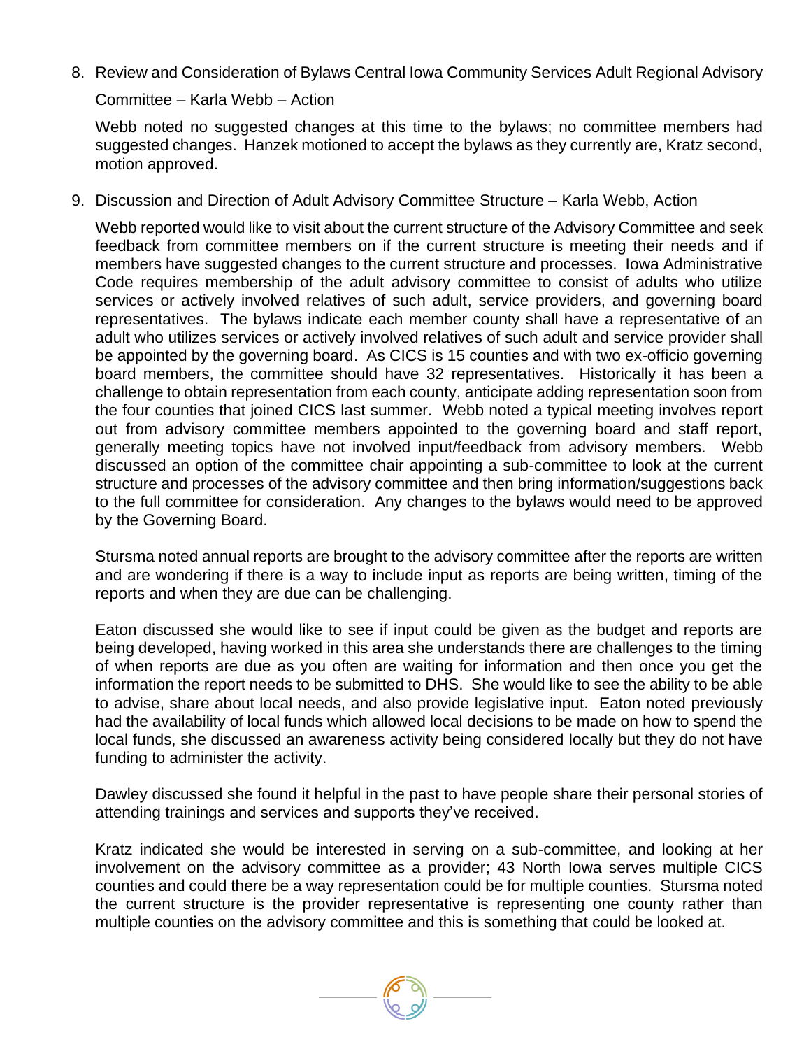8. Review and Consideration of Bylaws Central Iowa Community Services Adult Regional Advisory Committee – Karla Webb – Action

   Webb noted no suggested changes at this time to the bylaws; no committee members had suggested changes. Hanzek motioned to accept the bylaws as they currently are, Kratz second, motion approved.

9. Discussion and Direction of Adult Advisory Committee Structure – Karla Webb, Action

   Webb reported would like to visit about the current structure of the Advisory Committee and seek feedback from committee members on if the current structure is meeting their needs and if members have suggested changes to the current structure and processes. Iowa Administrative Code requires membership of the adult advisory committee to consist of adults who utilize services or actively involved relatives of such adult, service providers, and governing board representatives. The bylaws indicate each member county shall have a representative of an adult who utilizes services or actively involved relatives of such adult and service provider shall be appointed by the governing board. As CICS is 15 counties and with two ex-officio governing board members, the committee should have 32 representatives. Historically it has been a challenge to obtain representation from each county, anticipate adding representation soon from the four counties that joined CICS last summer. Webb noted a typical meeting involves report out from advisory committee members appointed to the governing board and staff report, generally meeting topics have not involved input/feedback from advisory members. Webb discussed an option of the committee chair appointing a sub-committee to look at the current structure and processes of the advisory committee and then bring information/suggestions back to the full committee for consideration. Any changes to the bylaws would need to be approved by the Governing Board.

   Stursma noted annual reports are brought to the advisory committee after the reports are written and are wondering if there is a way to include input as reports are being written, timing of the reports and when they are due can be challenging.

   Eaton discussed she would like to see if input could be given as the budget and reports are being developed, having worked in this area she understands there are challenges to the timing of when reports are due as you often are waiting for information and then once you get the information the report needs to be submitted to DHS. She would like to see the ability to be able to advise, share about local needs, and also provide legislative input. Eaton noted previously had the availability of local funds which allowed local decisions to be made on how to spend the local funds, she discussed an awareness activity being considered locally but they do not have funding to administer the activity.

   Dawley discussed she found it helpful in the past to have people share their personal stories of attending trainings and services and supports they've received.

   Kratz indicated she would be interested in serving on a sub-committee, and looking at her involvement on the advisory committee as a provider; 43 North Iowa serves multiple CICS counties and could there be a way representation could be for multiple counties. Stursma noted the current structure is the provider representative is representing one county rather than multiple counties on the advisory committee and this is something that could be looked at.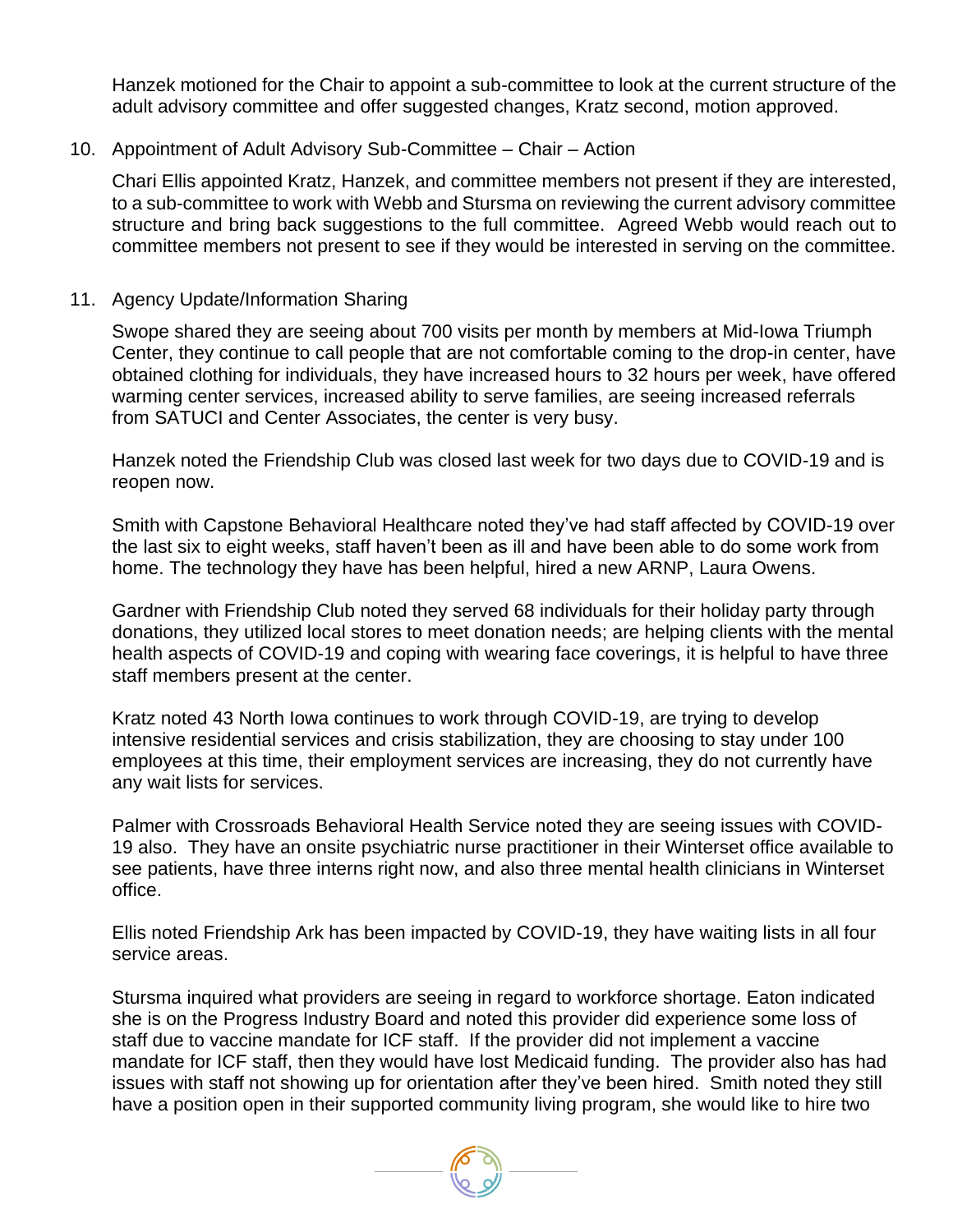Hanzek motioned for the Chair to appoint a sub-committee to look at the current structure of the adult advisory committee and offer suggested changes, Kratz second, motion approved.

10. Appointment of Adult Advisory Sub-Committee – Chair – Action

    Chari Ellis appointed Kratz, Hanzek, and committee members not present if they are interested, to a sub-committee to work with Webb and Stursma on reviewing the current advisory committee structure and bring back suggestions to the full committee. Agreed Webb would reach out to committee members not present to see if they would be interested in serving on the committee.

11. Agency Update/Information Sharing

    Swope shared they are seeing about 700 visits per month by members at Mid-Iowa Triumph Center, they continue to call people that are not comfortable coming to the drop-in center, have obtained clothing for individuals, they have increased hours to 32 hours per week, have offered warming center services, increased ability to serve families, are seeing increased referrals from SATUCI and Center Associates, the center is very busy.

    Hanzek noted the Friendship Club was closed last week for two days due to COVID-19 and is reopen now.

    Smith with Capstone Behavioral Healthcare noted they've had staff affected by COVID-19 over the last six to eight weeks, staff haven't been as ill and have been able to do some work from home. The technology they have has been helpful, hired a new ARNP, Laura Owens.

    Gardner with Friendship Club noted they served 68 individuals for their holiday party through donations, they utilized local stores to meet donation needs; are helping clients with the mental health aspects of COVID-19 and coping with wearing face coverings, it is helpful to have three staff members present at the center.

    Kratz noted 43 North Iowa continues to work through COVID-19, are trying to develop intensive residential services and crisis stabilization, they are choosing to stay under 100 employees at this time, their employment services are increasing, they do not currently have any wait lists for services.

    Palmer with Crossroads Behavioral Health Service noted they are seeing issues with COVID-19 also. They have an onsite psychiatric nurse practitioner in their Winterset office available to see patients, have three interns right now, and also three mental health clinicians in Winterset office.

    Ellis noted Friendship Ark has been impacted by COVID-19, they have waiting lists in all four service areas.

    Stursma inquired what providers are seeing in regard to workforce shortage. Eaton indicated she is on the Progress Industry Board and noted this provider did experience some loss of staff due to vaccine mandate for ICF staff. If the provider did not implement a vaccine mandate for ICF staff, then they would have lost Medicaid funding. The provider also has had issues with staff not showing up for orientation after they've been hired. Smith noted they still have a position open in their supported community living program, she would like to hire two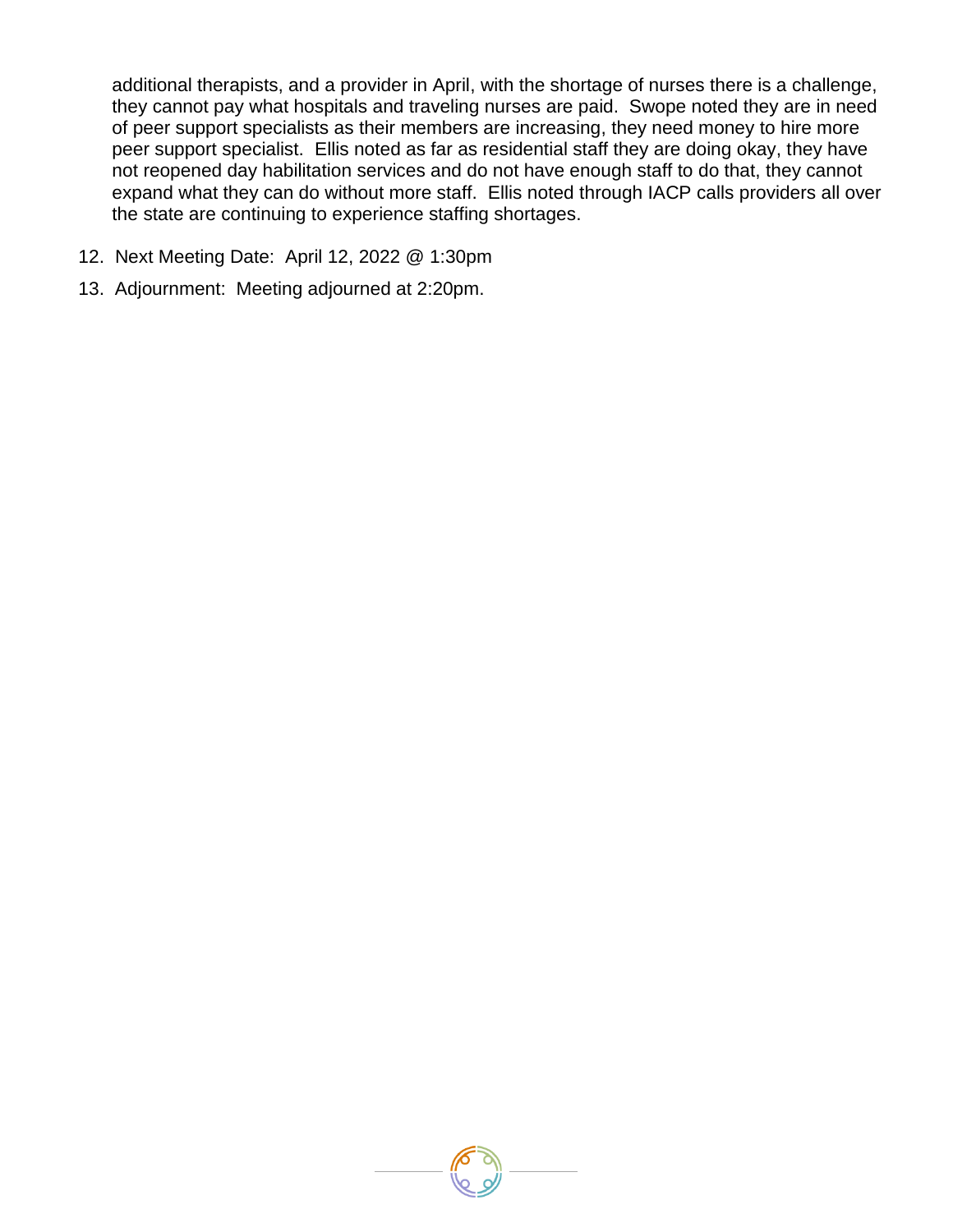additional therapists, and a provider in April, with the shortage of nurses there is a challenge, they cannot pay what hospitals and traveling nurses are paid. Swope noted they are in need of peer support specialists as their members are increasing, they need money to hire more peer support specialist. Ellis noted as far as residential staff they are doing okay, they have not reopened day habilitation services and do not have enough staff to do that, they cannot expand what they can do without more staff. Ellis noted through IACP calls providers all over the state are continuing to experience staffing shortages.

12. Next Meeting Date: April 12, 2022 @ 1:30pm
13. Adjournment: Meeting adjourned at 2:20pm.